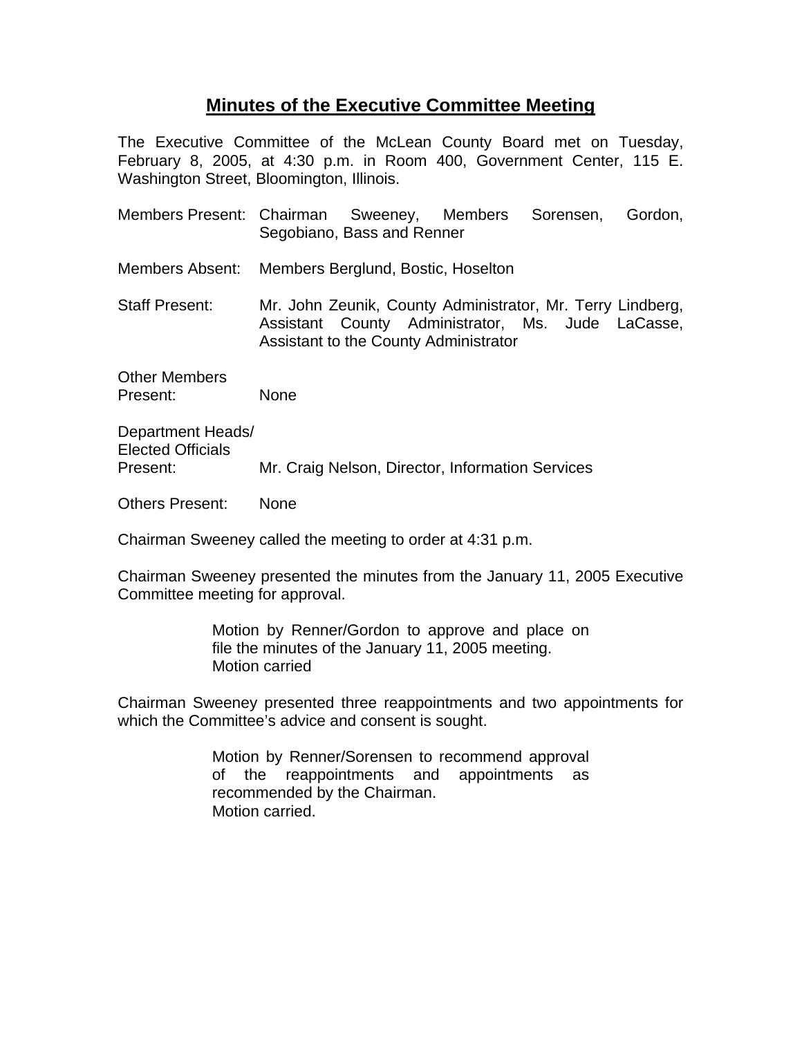# Minutes of the Executive Committee Meeting

The Executive Committee of the McLean County Board met on Tuesday, February 8, 2005, at 4:30 p.m. in Room 400, Government Center, 115 E. Washington Street, Bloomington, Illinois.

Members Present: Chairman Sweeney, Members Sorensen, Gordon, Segobiano, Bass and Renner

Members Absent: Members Berglund, Bostic, Hoselton

Staff Present: Mr. John Zeunik, County Administrator, Mr. Terry Lindberg, Assistant County Administrator, Ms. Jude LaCasse, Assistant to the County Administrator

Other Members Present: None

Department Heads/ Elected Officials Present: Mr. Craig Nelson, Director, Information Services

Others Present: None

Chairman Sweeney called the meeting to order at 4:31 p.m.

Chairman Sweeney presented the minutes from the January 11, 2005 Executive Committee meeting for approval.

> Motion by Renner/Gordon to approve and place on file the minutes of the January 11, 2005 meeting.
> Motion carried

Chairman Sweeney presented three reappointments and two appointments for which the Committee's advice and consent is sought.

> Motion by Renner/Sorensen to recommend approval of the reappointments and appointments as recommended by the Chairman.
> Motion carried.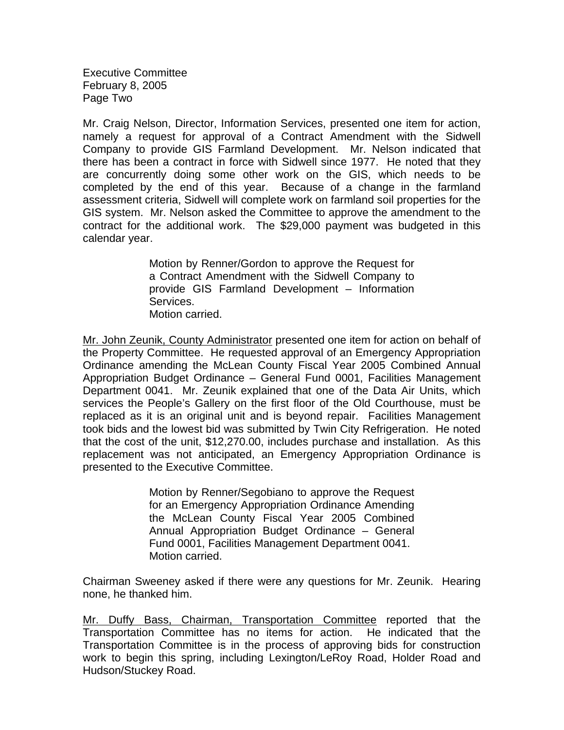Mr. Craig Nelson, Director, Information Services, presented one item for action, namely a request for approval of a Contract Amendment with the Sidwell Company to provide GIS Farmland Development. Mr. Nelson indicated that there has been a contract in force with Sidwell since 1977. He noted that they are concurrently doing some other work on the GIS, which needs to be completed by the end of this year. Because of a change in the farmland assessment criteria, Sidwell will complete work on farmland soil properties for the GIS system. Mr. Nelson asked the Committee to approve the amendment to the contract for the additional work. The $29,000 payment was budgeted in this calendar year.

> Motion by Renner/Gordon to approve the Request for a Contract Amendment with the Sidwell Company to provide GIS Farmland Development – Information Services.
> Motion carried.

<u>Mr. John Zeunik, County Administrator</u> presented one item for action on behalf of the Property Committee. He requested approval of an Emergency Appropriation Ordinance amending the McLean County Fiscal Year 2005 Combined Annual Appropriation Budget Ordinance – General Fund 0001, Facilities Management Department 0041. Mr. Zeunik explained that one of the Data Air Units, which services the People's Gallery on the first floor of the Old Courthouse, must be replaced as it is an original unit and is beyond repair. Facilities Management took bids and the lowest bid was submitted by Twin City Refrigeration. He noted that the cost of the unit, $12,270.00, includes purchase and installation. As this replacement was not anticipated, an Emergency Appropriation Ordinance is presented to the Executive Committee.

> Motion by Renner/Segobiano to approve the Request for an Emergency Appropriation Ordinance Amending the McLean County Fiscal Year 2005 Combined Annual Appropriation Budget Ordinance – General Fund 0001, Facilities Management Department 0041.
> Motion carried.

Chairman Sweeney asked if there were any questions for Mr. Zeunik. Hearing none, he thanked him.

<u>Mr. Duffy Bass, Chairman, Transportation Committee</u> reported that the Transportation Committee has no items for action. He indicated that the Transportation Committee is in the process of approving bids for construction work to begin this spring, including Lexington/LeRoy Road, Holder Road and Hudson/Stuckey Road.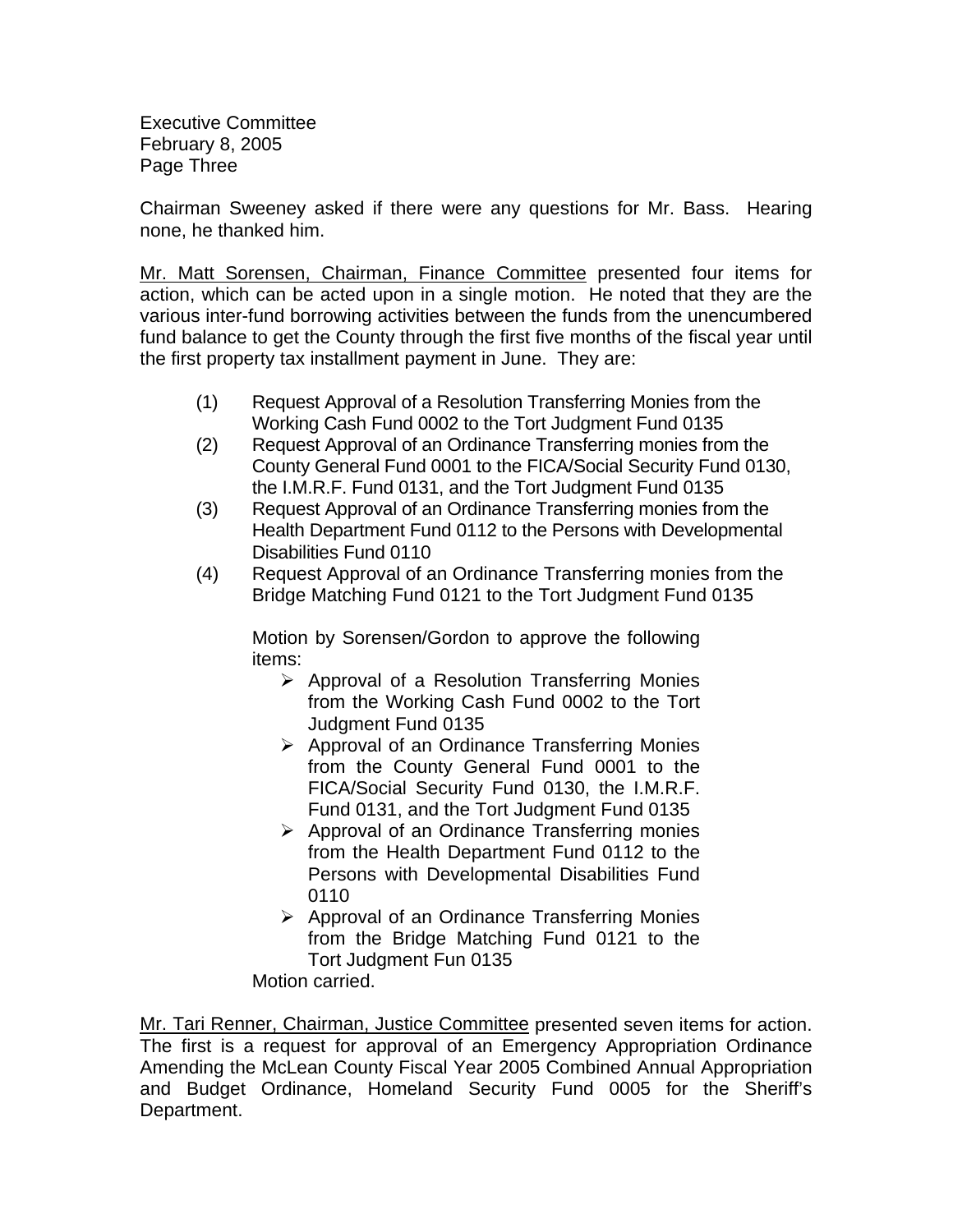Chairman Sweeney asked if there were any questions for Mr. Bass. Hearing none, he thanked him.

Mr. Matt Sorensen, Chairman, Finance Committee presented four items for action, which can be acted upon in a single motion. He noted that they are the various inter-fund borrowing activities between the funds from the unencumbered fund balance to get the County through the first five months of the fiscal year until the first property tax installment payment in June. They are:

(1) Request Approval of a Resolution Transferring Monies from the Working Cash Fund 0002 to the Tort Judgment Fund 0135
(2) Request Approval of an Ordinance Transferring monies from the County General Fund 0001 to the FICA/Social Security Fund 0130, the I.M.R.F. Fund 0131, and the Tort Judgment Fund 0135
(3) Request Approval of an Ordinance Transferring monies from the Health Department Fund 0112 to the Persons with Developmental Disabilities Fund 0110
(4) Request Approval of an Ordinance Transferring monies from the Bridge Matching Fund 0121 to the Tort Judgment Fund 0135

Motion by Sorensen/Gordon to approve the following items:

- Approval of a Resolution Transferring Monies from the Working Cash Fund 0002 to the Tort Judgment Fund 0135
- Approval of an Ordinance Transferring Monies from the County General Fund 0001 to the FICA/Social Security Fund 0130, the I.M.R.F. Fund 0131, and the Tort Judgment Fund 0135
- Approval of an Ordinance Transferring monies from the Health Department Fund 0112 to the Persons with Developmental Disabilities Fund 0110
- Approval of an Ordinance Transferring Monies from the Bridge Matching Fund 0121 to the Tort Judgment Fun 0135

Motion carried.

Mr. Tari Renner, Chairman, Justice Committee presented seven items for action. The first is a request for approval of an Emergency Appropriation Ordinance Amending the McLean County Fiscal Year 2005 Combined Annual Appropriation and Budget Ordinance, Homeland Security Fund 0005 for the Sheriff's Department.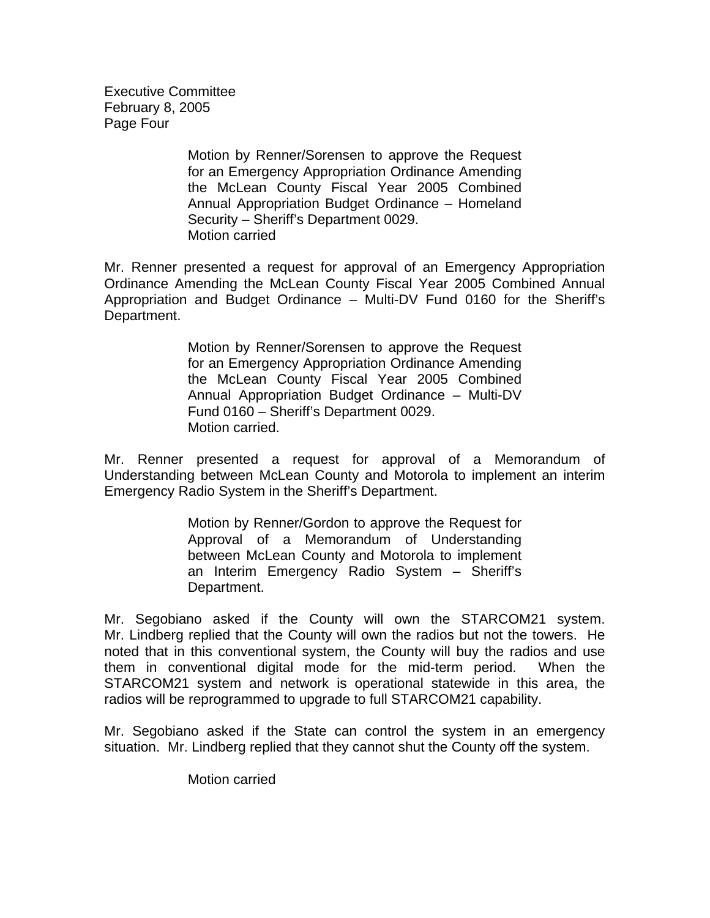Motion by Renner/Sorensen to approve the Request for an Emergency Appropriation Ordinance Amending the McLean County Fiscal Year 2005 Combined Annual Appropriation Budget Ordinance – Homeland Security – Sheriff's Department 0029.
Motion carried

Mr. Renner presented a request for approval of an Emergency Appropriation Ordinance Amending the McLean County Fiscal Year 2005 Combined Annual Appropriation and Budget Ordinance – Multi-DV Fund 0160 for the Sheriff's Department.

Motion by Renner/Sorensen to approve the Request for an Emergency Appropriation Ordinance Amending the McLean County Fiscal Year 2005 Combined Annual Appropriation Budget Ordinance – Multi-DV Fund 0160 – Sheriff's Department 0029.
Motion carried.

Mr. Renner presented a request for approval of a Memorandum of Understanding between McLean County and Motorola to implement an interim Emergency Radio System in the Sheriff's Department.

Motion by Renner/Gordon to approve the Request for Approval of a Memorandum of Understanding between McLean County and Motorola to implement an Interim Emergency Radio System – Sheriff's Department.

Mr. Segobiano asked if the County will own the STARCOM21 system. Mr. Lindberg replied that the County will own the radios but not the towers. He noted that in this conventional system, the County will buy the radios and use them in conventional digital mode for the mid-term period. When the STARCOM21 system and network is operational statewide in this area, the radios will be reprogrammed to upgrade to full STARCOM21 capability.

Mr. Segobiano asked if the State can control the system in an emergency situation. Mr. Lindberg replied that they cannot shut the County off the system.

Motion carried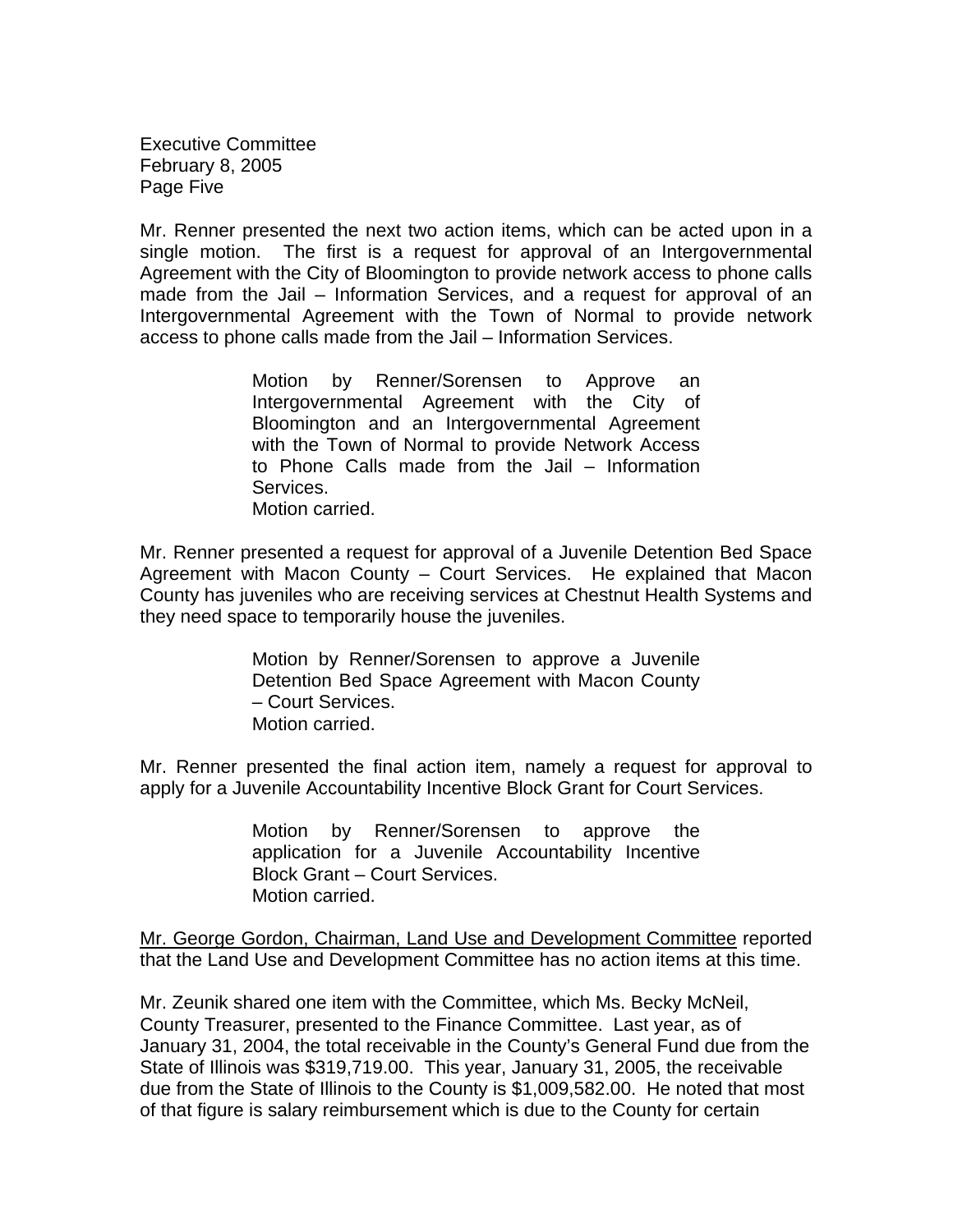Mr. Renner presented the next two action items, which can be acted upon in a single motion. The first is a request for approval of an Intergovernmental Agreement with the City of Bloomington to provide network access to phone calls made from the Jail – Information Services, and a request for approval of an Intergovernmental Agreement with the Town of Normal to provide network access to phone calls made from the Jail – Information Services.

> Motion by Renner/Sorensen to Approve an Intergovernmental Agreement with the City of Bloomington and an Intergovernmental Agreement with the Town of Normal to provide Network Access to Phone Calls made from the Jail – Information Services.
> Motion carried.

Mr. Renner presented a request for approval of a Juvenile Detention Bed Space Agreement with Macon County – Court Services. He explained that Macon County has juveniles who are receiving services at Chestnut Health Systems and they need space to temporarily house the juveniles.

> Motion by Renner/Sorensen to approve a Juvenile Detention Bed Space Agreement with Macon County – Court Services.
> Motion carried.

Mr. Renner presented the final action item, namely a request for approval to apply for a Juvenile Accountability Incentive Block Grant for Court Services.

> Motion by Renner/Sorensen to approve the application for a Juvenile Accountability Incentive Block Grant – Court Services.
> Motion carried.

<u>Mr. George Gordon, Chairman, Land Use and Development Committee</u> reported that the Land Use and Development Committee has no action items at this time.

Mr. Zeunik shared one item with the Committee, which Ms. Becky McNeil, County Treasurer, presented to the Finance Committee. Last year, as of January 31, 2004, the total receivable in the County's General Fund due from the State of Illinois was $319,719.00. This year, January 31, 2005, the receivable due from the State of Illinois to the County is $1,009,582.00. He noted that most of that figure is salary reimbursement which is due to the County for certain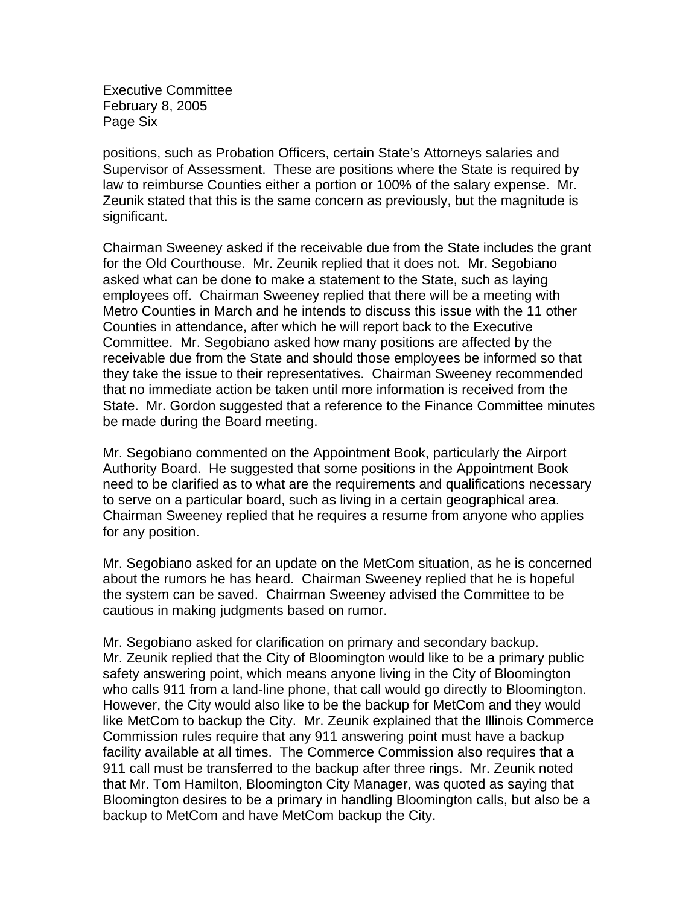positions, such as Probation Officers, certain State's Attorneys salaries and Supervisor of Assessment. These are positions where the State is required by law to reimburse Counties either a portion or 100% of the salary expense. Mr. Zeunik stated that this is the same concern as previously, but the magnitude is significant.

Chairman Sweeney asked if the receivable due from the State includes the grant for the Old Courthouse. Mr. Zeunik replied that it does not. Mr. Segobiano asked what can be done to make a statement to the State, such as laying employees off. Chairman Sweeney replied that there will be a meeting with Metro Counties in March and he intends to discuss this issue with the 11 other Counties in attendance, after which he will report back to the Executive Committee. Mr. Segobiano asked how many positions are affected by the receivable due from the State and should those employees be informed so that they take the issue to their representatives. Chairman Sweeney recommended that no immediate action be taken until more information is received from the State. Mr. Gordon suggested that a reference to the Finance Committee minutes be made during the Board meeting.

Mr. Segobiano commented on the Appointment Book, particularly the Airport Authority Board. He suggested that some positions in the Appointment Book need to be clarified as to what are the requirements and qualifications necessary to serve on a particular board, such as living in a certain geographical area. Chairman Sweeney replied that he requires a resume from anyone who applies for any position.

Mr. Segobiano asked for an update on the MetCom situation, as he is concerned about the rumors he has heard. Chairman Sweeney replied that he is hopeful the system can be saved. Chairman Sweeney advised the Committee to be cautious in making judgments based on rumor.

Mr. Segobiano asked for clarification on primary and secondary backup. Mr. Zeunik replied that the City of Bloomington would like to be a primary public safety answering point, which means anyone living in the City of Bloomington who calls 911 from a land-line phone, that call would go directly to Bloomington. However, the City would also like to be the backup for MetCom and they would like MetCom to backup the City. Mr. Zeunik explained that the Illinois Commerce Commission rules require that any 911 answering point must have a backup facility available at all times. The Commerce Commission also requires that a 911 call must be transferred to the backup after three rings. Mr. Zeunik noted that Mr. Tom Hamilton, Bloomington City Manager, was quoted as saying that Bloomington desires to be a primary in handling Bloomington calls, but also be a backup to MetCom and have MetCom backup the City.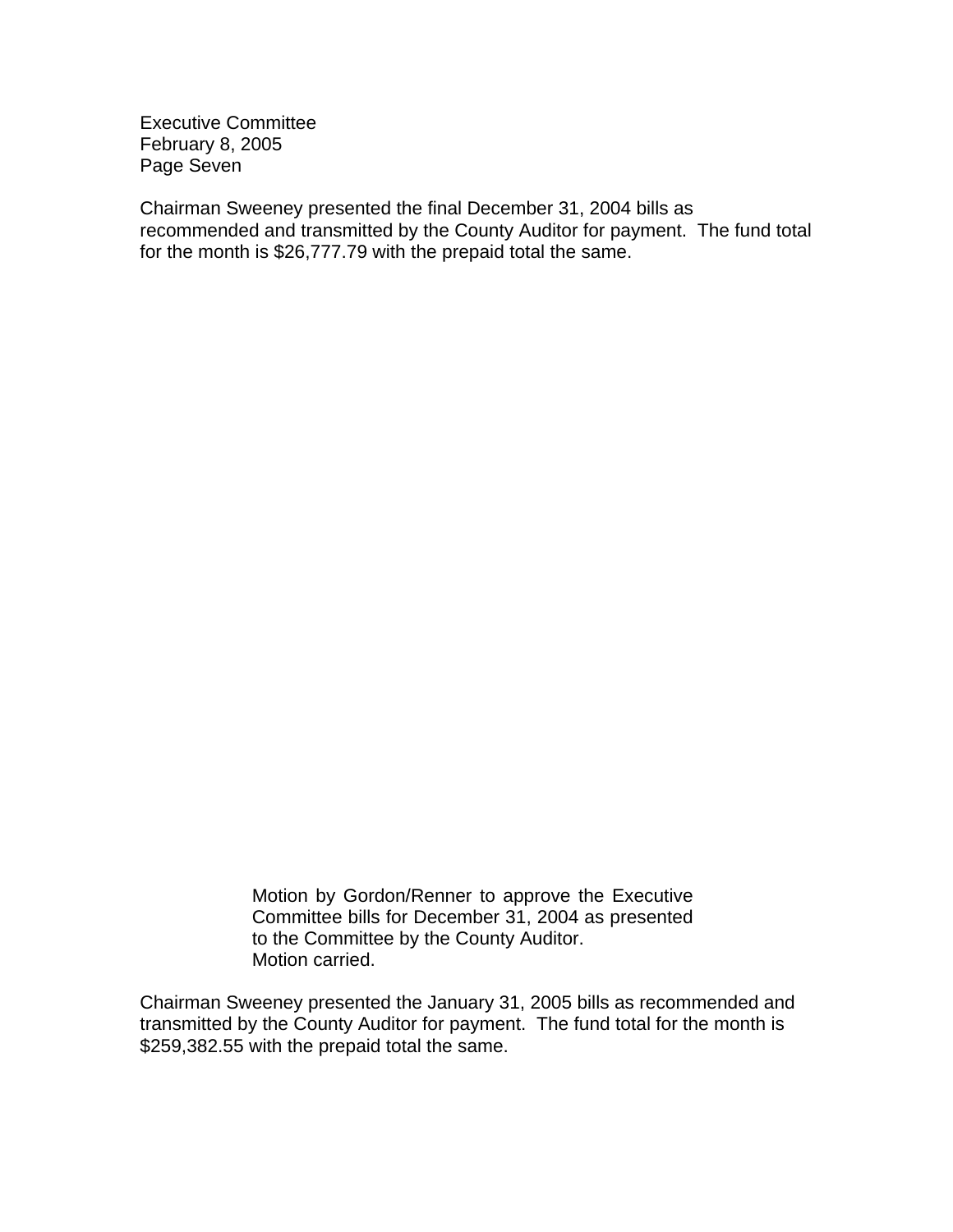Chairman Sweeney presented the final December 31, 2004 bills as recommended and transmitted by the County Auditor for payment. The fund total for the month is $26,777.79 with the prepaid total the same.

> Motion by Gordon/Renner to approve the Executive Committee bills for December 31, 2004 as presented to the Committee by the County Auditor.
> Motion carried.

Chairman Sweeney presented the January 31, 2005 bills as recommended and transmitted by the County Auditor for payment. The fund total for the month is $259,382.55 with the prepaid total the same.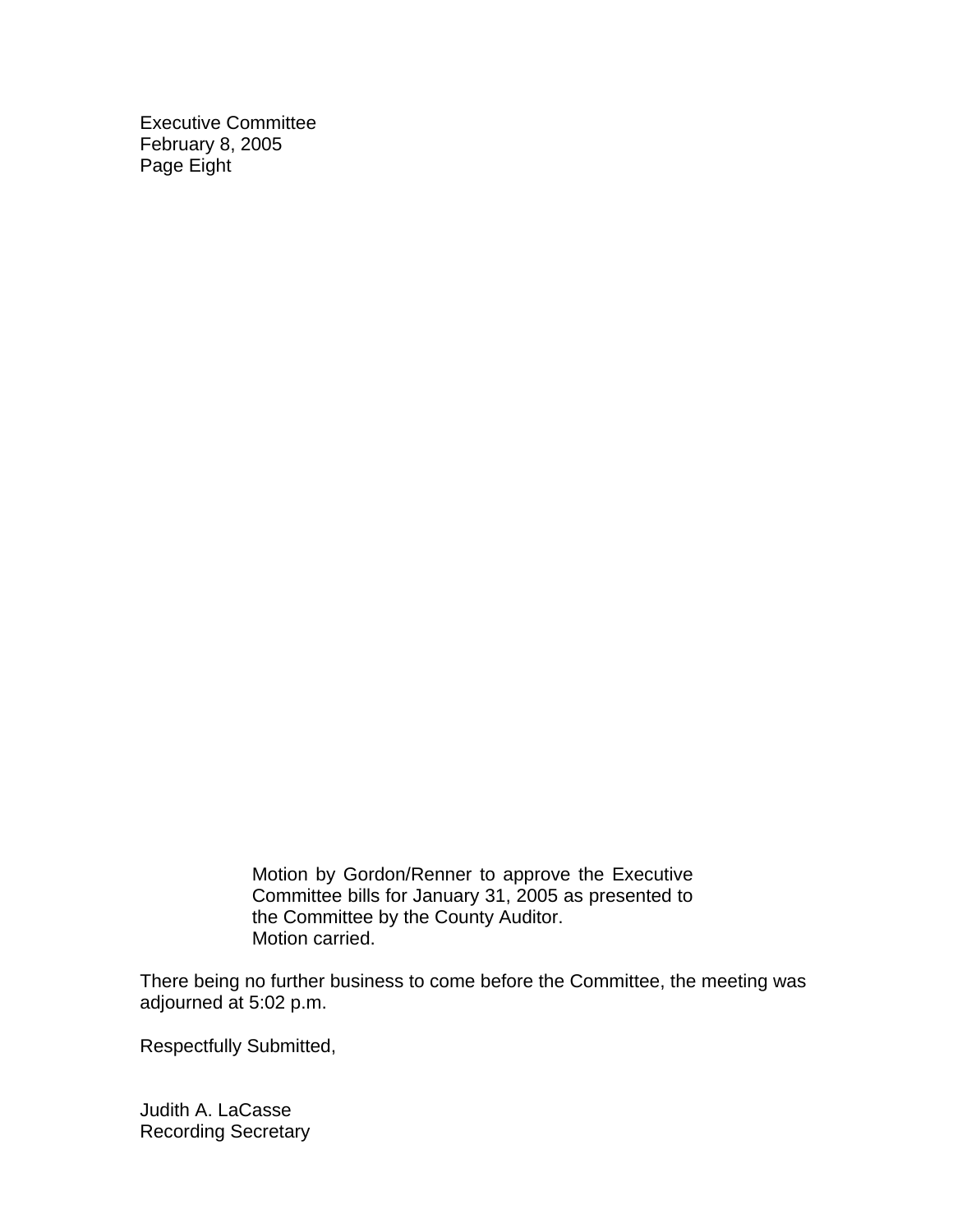Motion by Gordon/Renner to approve the Executive Committee bills for January 31, 2005 as presented to the Committee by the County Auditor.
Motion carried.

There being no further business to come before the Committee, the meeting was adjourned at 5:02 p.m.

Respectfully Submitted,

Judith A. LaCasse
Recording Secretary